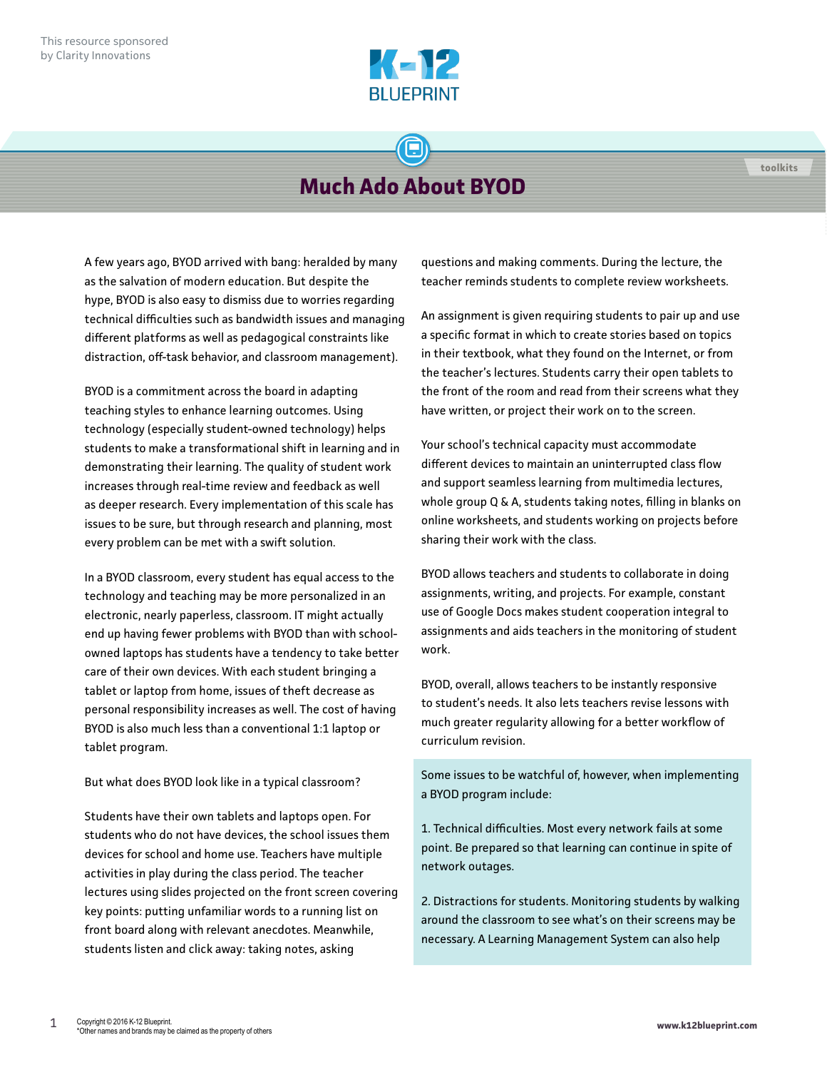This resource sponsored by Clarity Innovations

# Much Ado About BYOD

A few years ago, BYOD arrived with bang: heralded by many as the salvation of modern education. But despite the hype, BYOD is also easy to dismiss due to worries regarding technical difficulties such as bandwidth issues and managing different platforms as well as pedagogical constraints like distraction, off-task behavior, and classroom management).

BYOD is a commitment across the board in adapting teaching styles to enhance learning outcomes. Using technology (especially student-owned technology) helps students to make a transformational shift in learning and in demonstrating their learning. The quality of student work increases through real-time review and feedback as well as deeper research. Every implementation of this scale has issues to be sure, but through research and planning, most every problem can be met with a swift solution.

In a BYOD classroom, every student has equal access to the technology and teaching may be more personalized in an electronic, nearly paperless, classroom. IT might actually end up having fewer problems with BYOD than with school-owned laptops has students have a tendency to take better care of their own devices. With each student bringing a tablet or laptop from home, issues of theft decrease as personal responsibility increases as well. The cost of having BYOD is also much less than a conventional 1:1 laptop or tablet program.

But what does BYOD look like in a typical classroom?

Students have their own tablets and laptops open. For students who do not have devices, the school issues them devices for school and home use. Teachers have multiple activities in play during the class period. The teacher lectures using slides projected on the front screen covering key points: putting unfamiliar words to a running list on front board along with relevant anecdotes. Meanwhile, students listen and click away: taking notes, asking questions and making comments. During the lecture, the teacher reminds students to complete review worksheets.

An assignment is given requiring students to pair up and use a specific format in which to create stories based on topics in their textbook, what they found on the Internet, or from the teacher's lectures. Students carry their open tablets to the front of the room and read from their screens what they have written, or project their work on to the screen.

Your school's technical capacity must accommodate different devices to maintain an uninterrupted class flow and support seamless learning from multimedia lectures, whole group Q & A, students taking notes, filling in blanks on online worksheets, and students working on projects before sharing their work with the class.

BYOD allows teachers and students to collaborate in doing assignments, writing, and projects. For example, constant use of Google Docs makes student cooperation integral to assignments and aids teachers in the monitoring of student work.

BYOD, overall, allows teachers to be instantly responsive to student's needs. It also lets teachers revise lessons with much greater regularity allowing for a better workflow of curriculum revision.

Some issues to be watchful of, however, when implementing a BYOD program include:

1. Technical difficulties. Most every network fails at some point. Be prepared so that learning can continue in spite of network outages.

2. Distractions for students. Monitoring students by walking around the classroom to see what's on their screens may be necessary. A Learning Management System can also help

Copyright © 2016 K-12 Blueprint.
*Other names and brands may be claimed as the property of others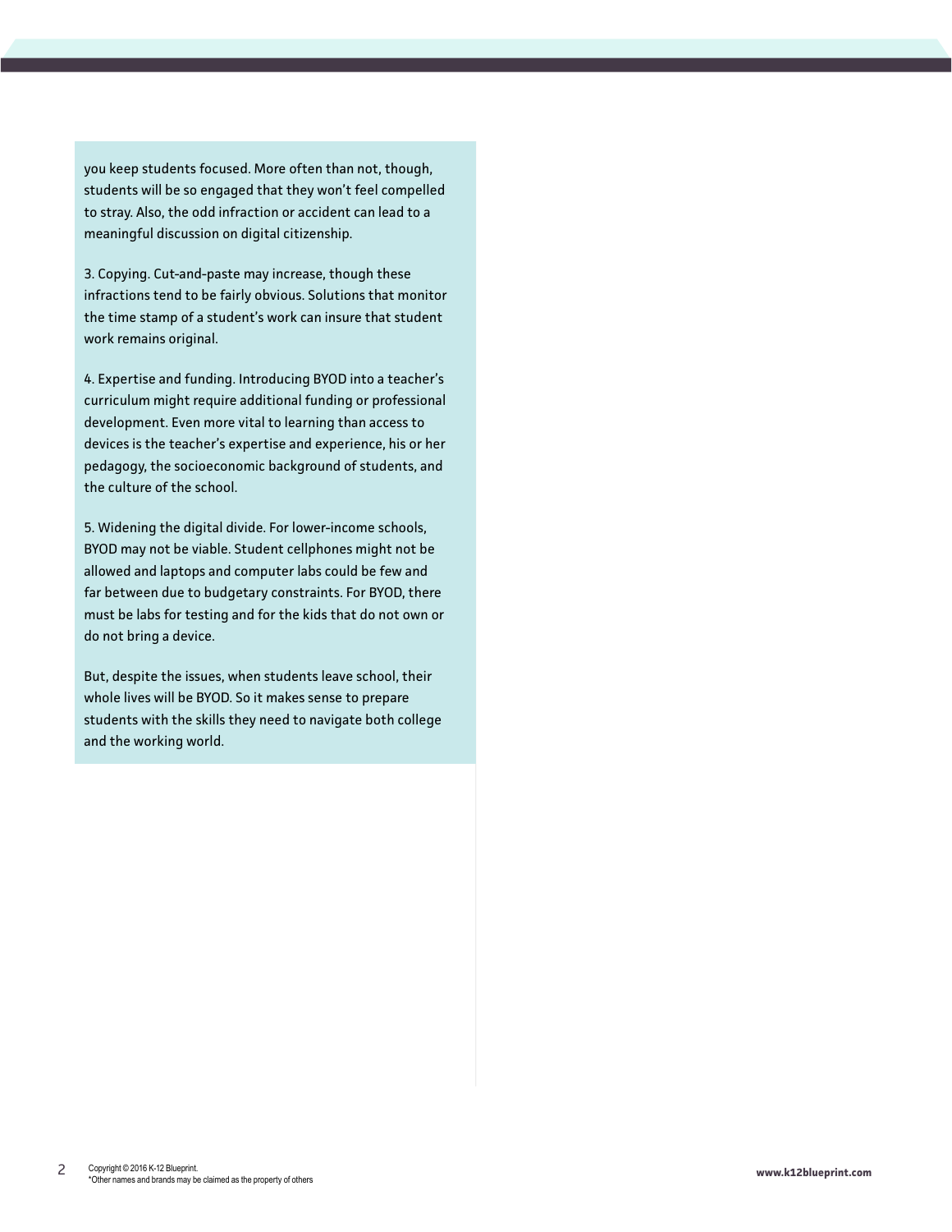you keep students focused. More often than not, though, students will be so engaged that they won't feel compelled to stray. Also, the odd infraction or accident can lead to a meaningful discussion on digital citizenship.

3. Copying. Cut-and-paste may increase, though these infractions tend to be fairly obvious. Solutions that monitor the time stamp of a student's work can insure that student work remains original.

4. Expertise and funding. Introducing BYOD into a teacher's curriculum might require additional funding or professional development. Even more vital to learning than access to devices is the teacher's expertise and experience, his or her pedagogy, the socioeconomic background of students, and the culture of the school.

5. Widening the digital divide. For lower-income schools, BYOD may not be viable. Student cellphones might not be allowed and laptops and computer labs could be few and far between due to budgetary constraints. For BYOD, there must be labs for testing and for the kids that do not own or do not bring a device.

But, despite the issues, when students leave school, their whole lives will be BYOD. So it makes sense to prepare students with the skills they need to navigate both college and the working world.

Copyright © 2016 K-12 Blueprint.
*Other names and brands may be claimed as the property of others

www.k12blueprint.com